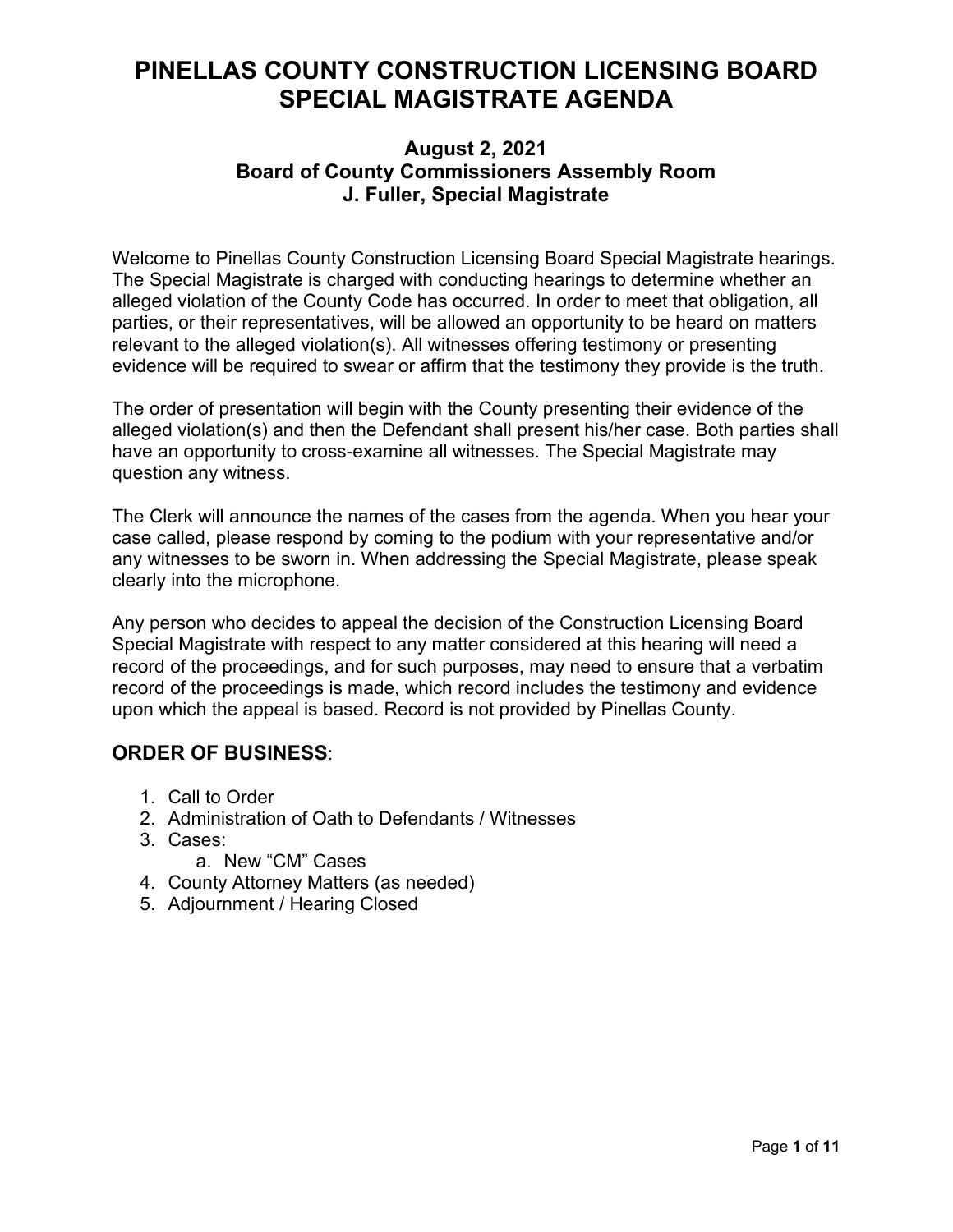# PINELLAS COUNTY CONSTRUCTION LICENSING BOARD SPECIAL MAGISTRATE AGENDA

### August 2, 2021
### Board of County Commissioners Assembly Room
### J. Fuller, Special Magistrate

Welcome to Pinellas County Construction Licensing Board Special Magistrate hearings. The Special Magistrate is charged with conducting hearings to determine whether an alleged violation of the County Code has occurred. In order to meet that obligation, all parties, or their representatives, will be allowed an opportunity to be heard on matters relevant to the alleged violation(s). All witnesses offering testimony or presenting evidence will be required to swear or affirm that the testimony they provide is the truth.

The order of presentation will begin with the County presenting their evidence of the alleged violation(s) and then the Defendant shall present his/her case. Both parties shall have an opportunity to cross-examine all witnesses. The Special Magistrate may question any witness.

The Clerk will announce the names of the cases from the agenda. When you hear your case called, please respond by coming to the podium with your representative and/or any witnesses to be sworn in. When addressing the Special Magistrate, please speak clearly into the microphone.

Any person who decides to appeal the decision of the Construction Licensing Board Special Magistrate with respect to any matter considered at this hearing will need a record of the proceedings, and for such purposes, may need to ensure that a verbatim record of the proceedings is made, which record includes the testimony and evidence upon which the appeal is based. Record is not provided by Pinellas County.

## ORDER OF BUSINESS:

1. Call to Order
2. Administration of Oath to Defendants / Witnesses
3. Cases:
   a. New "CM" Cases
4. County Attorney Matters (as needed)
5. Adjournment / Hearing Closed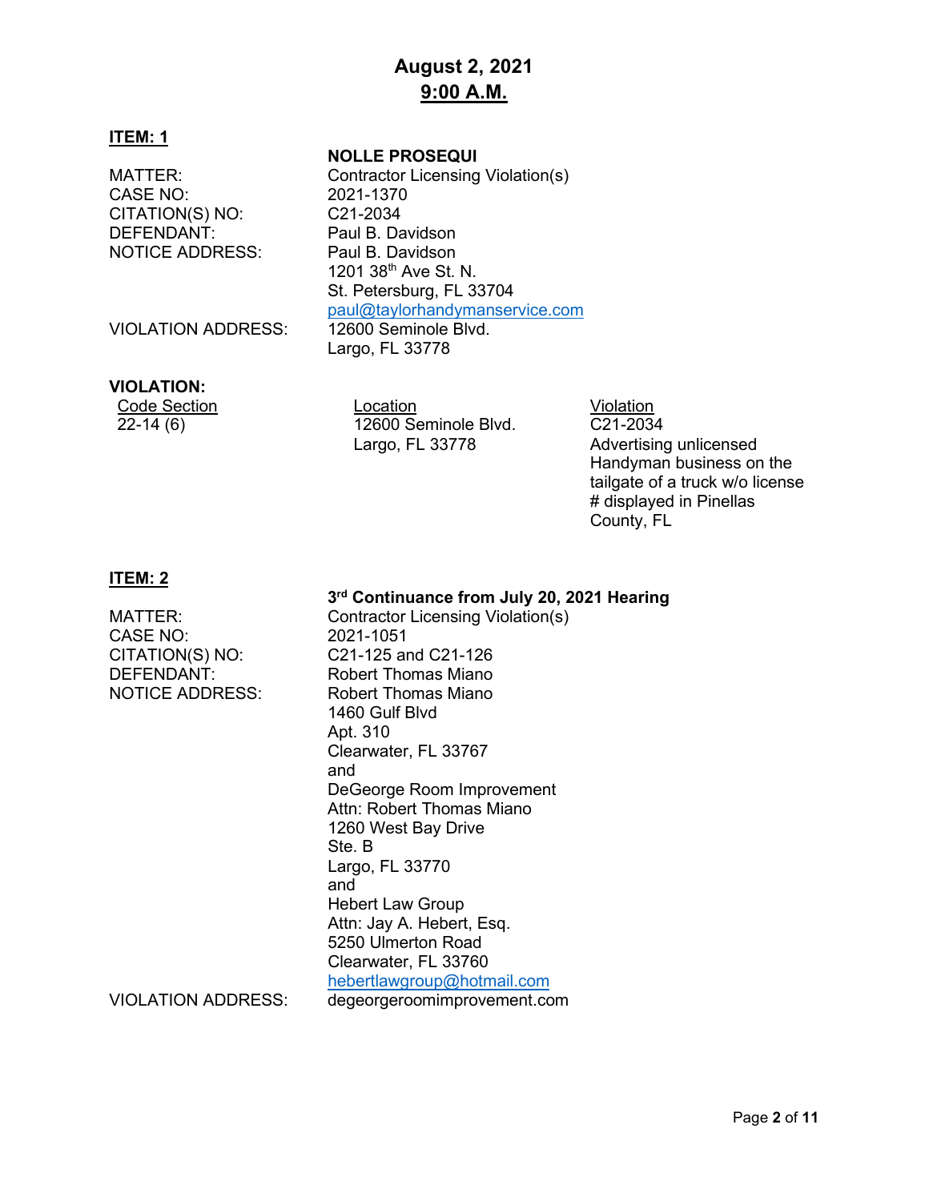**August 2, 2021**
**9:00 A.M.**

**ITEM: 1**

**NOLLE PROSEQUI**

MATTER: Contractor Licensing Violation(s)
CASE NO: 2021-1370
CITATION(S) NO: C21-2034
DEFENDANT: Paul B. Davidson
NOTICE ADDRESS: Paul B. Davidson
1201 38th Ave St. N.
St. Petersburg, FL 33704
paul@taylorhandymanservice.com
VIOLATION ADDRESS: 12600 Seminole Blvd.
Largo, FL 33778

**VIOLATION:**

| Code Section | Location | Violation |
| --- | --- | --- |
| 22-14 (6) | 12600 Seminole Blvd. Largo, FL 33778 | C21-2034 Advertising unlicensed Handyman business on the tailgate of a truck w/o license # displayed in Pinellas County, FL |

**ITEM: 2**

**3rd Continuance from July 20, 2021 Hearing**

MATTER: Contractor Licensing Violation(s)
CASE NO: 2021-1051
CITATION(S) NO: C21-125 and C21-126
DEFENDANT: Robert Thomas Miano
NOTICE ADDRESS: Robert Thomas Miano
1460 Gulf Blvd
Apt. 310
Clearwater, FL 33767
and
DeGeorge Room Improvement
Attn: Robert Thomas Miano
1260 West Bay Drive
Ste. B
Largo, FL 33770
and
Hebert Law Group
Attn: Jay A. Hebert, Esq.
5250 Ulmerton Road
Clearwater, FL 33760
hebertlawgroup@hotmail.com
VIOLATION ADDRESS: degeorgeroomimprovement.com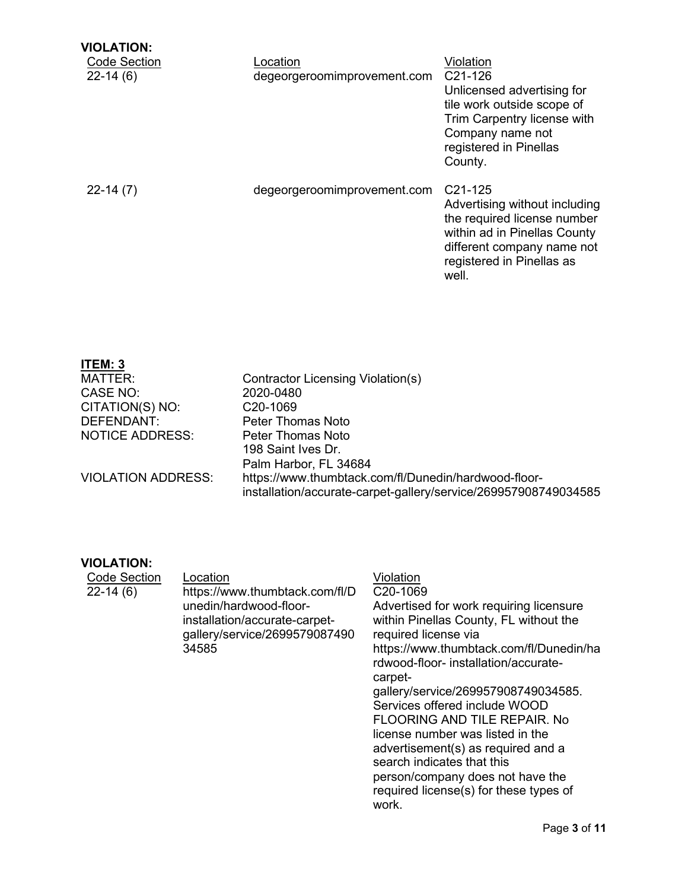**VIOLATION:**

| Code Section | Location | Violation |
|---|---|---|
| 22-14 (6) | degeorgeroomimprovement.com | C21-126 Unlicensed advertising for tile work outside scope of Trim Carpentry license with Company name not registered in Pinellas County. |
| 22-14 (7) | degeorgeroomimprovement.com | C21-125 Advertising without including the required license number within ad in Pinellas County different company name not registered in Pinellas as well. |

**ITEM: 3**

| | |
|---|---|
| MATTER: | Contractor Licensing Violation(s) |
| CASE NO: | 2020-0480 |
| CITATION(S) NO: | C20-1069 |
| DEFENDANT: | Peter Thomas Noto |
| NOTICE ADDRESS: | Peter Thomas Noto<br>198 Saint Ives Dr.<br>Palm Harbor, FL 34684 |
| VIOLATION ADDRESS: | https://www.thumbtack.com/fl/Dunedin/hardwood-floor-installation/accurate-carpet-gallery/service/269957908749034585 |

**VIOLATION:**

| Code Section | Location | Violation |
|---|---|---|
| 22-14 (6) | https://www.thumbtack.com/fl/Dunedin/hardwood-floor-installation/accurate-carpet-gallery/service/269957908749034585 | C20-1069 Advertised for work requiring licensure within Pinellas County, FL without the required license via https://www.thumbtack.com/fl/Dunedin/hardwood-floor- installation/accurate-carpet-gallery/service/269957908749034585. Services offered include WOOD FLOORING AND TILE REPAIR. No license number was listed in the advertisement(s) as required and a search indicates that this person/company does not have the required license(s) for these types of work. |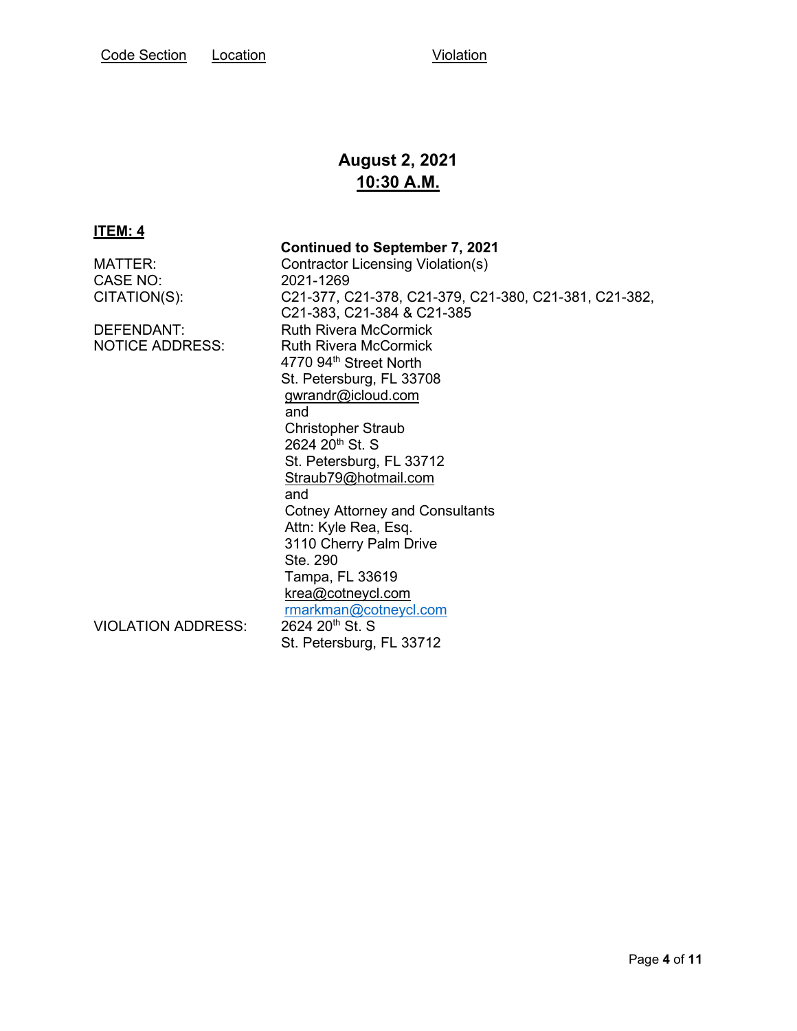Code Section Location Violation

## August 2, 2021
## 10:30 A.M.

**ITEM: 4**

| | |
|---|---|
| | **Continued to September 7, 2021** |
| MATTER: | Contractor Licensing Violation(s) |
| CASE NO: | 2021-1269 |
| CITATION(S): | C21-377, C21-378, C21-379, C21-380, C21-381, C21-382, C21-383, C21-384 & C21-385 |
| DEFENDANT: | Ruth Rivera McCormick |
| NOTICE ADDRESS: | Ruth Rivera McCormick<br>4770 94th Street North<br>St. Petersburg, FL 33708<br>gwrandr@icloud.com<br>and<br>Christopher Straub<br>2624 20th St. S<br>St. Petersburg, FL 33712<br>Straub79@hotmail.com<br>and<br>Cotney Attorney and Consultants<br>Attn: Kyle Rea, Esq.<br>3110 Cherry Palm Drive<br>Ste. 290<br>Tampa, FL 33619<br>krea@cotneycl.com<br>rmarkman@cotneycl.com |
| VIOLATION ADDRESS: | 2624 20th St. S<br>St. Petersburg, FL 33712 |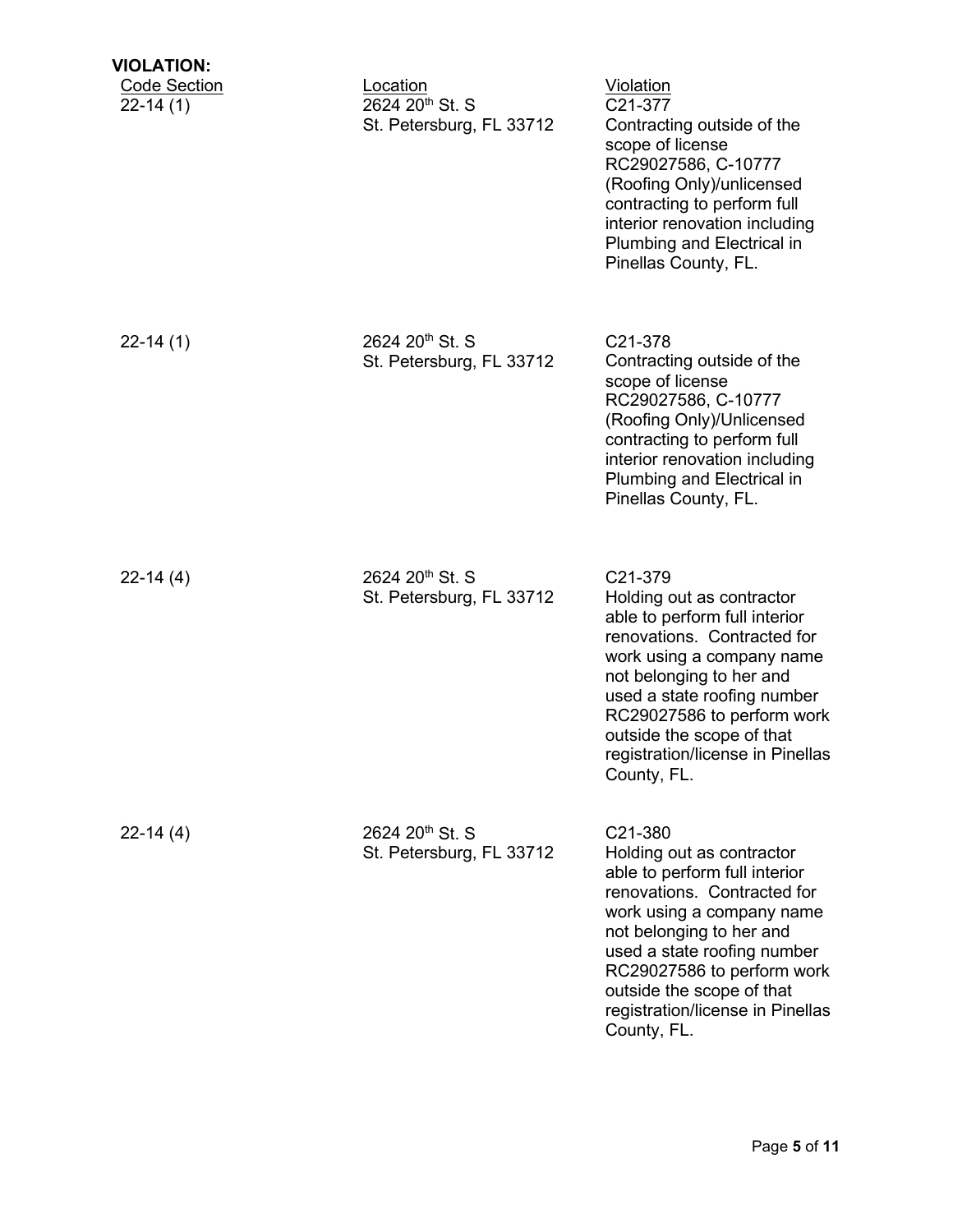**VIOLATION:**

| Code Section | Location | Violation |
|---|---|---|
| 22-14 (1) | 2624 20th St. S St. Petersburg, FL 33712 | C21-377 Contracting outside of the scope of license RC29027586, C-10777 (Roofing Only)/unlicensed contracting to perform full interior renovation including Plumbing and Electrical in Pinellas County, FL. |
| 22-14 (1) | 2624 20th St. S St. Petersburg, FL 33712 | C21-378 Contracting outside of the scope of license RC29027586, C-10777 (Roofing Only)/Unlicensed contracting to perform full interior renovation including Plumbing and Electrical in Pinellas County, FL. |
| 22-14 (4) | 2624 20th St. S St. Petersburg, FL 33712 | C21-379 Holding out as contractor able to perform full interior renovations. Contracted for work using a company name not belonging to her and used a state roofing number RC29027586 to perform work outside the scope of that registration/license in Pinellas County, FL. |
| 22-14 (4) | 2624 20th St. S St. Petersburg, FL 33712 | C21-380 Holding out as contractor able to perform full interior renovations. Contracted for work using a company name not belonging to her and used a state roofing number RC29027586 to perform work outside the scope of that registration/license in Pinellas County, FL. |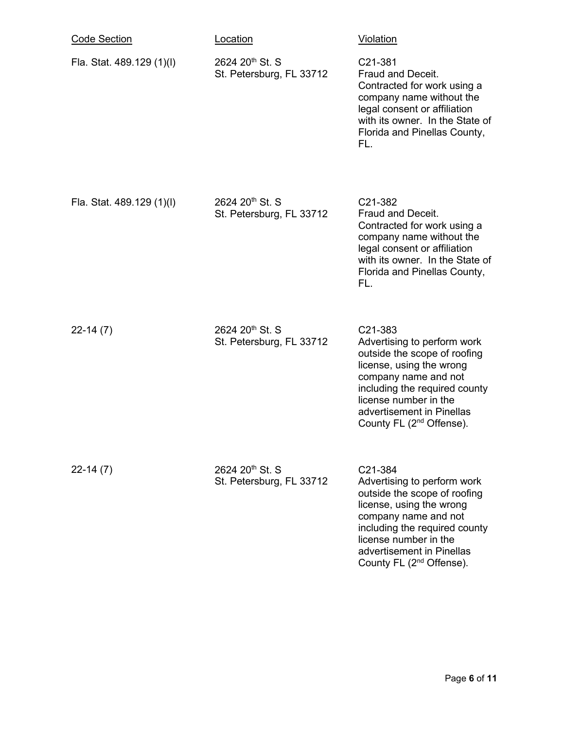| Code Section | Location | Violation |
|---|---|---|
| Fla. Stat. 489.129 (1)(l) | 2624 20th St. S St. Petersburg, FL 33712 | C21-381 Fraud and Deceit. Contracted for work using a company name without the legal consent or affiliation with its owner. In the State of Florida and Pinellas County, FL. |
| Fla. Stat. 489.129 (1)(l) | 2624 20th St. S St. Petersburg, FL 33712 | C21-382 Fraud and Deceit. Contracted for work using a company name without the legal consent or affiliation with its owner. In the State of Florida and Pinellas County, FL. |
| 22-14 (7) | 2624 20th St. S St. Petersburg, FL 33712 | C21-383 Advertising to perform work outside the scope of roofing license, using the wrong company name and not including the required county license number in the advertisement in Pinellas County FL (2nd Offense). |
| 22-14 (7) | 2624 20th St. S St. Petersburg, FL 33712 | C21-384 Advertising to perform work outside the scope of roofing license, using the wrong company name and not including the required county license number in the advertisement in Pinellas County FL (2nd Offense). |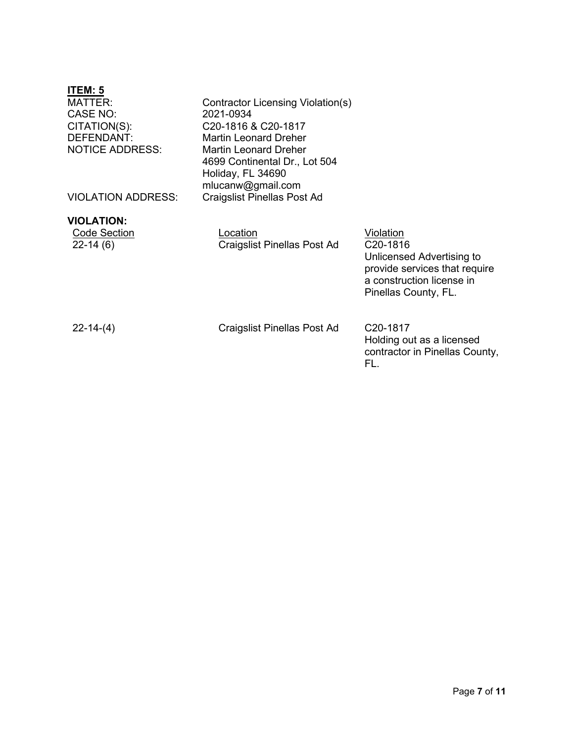**ITEM: 5**

| | |
|---|---|
| MATTER: | Contractor Licensing Violation(s) |
| CASE NO: | 2021-0934 |
| CITATION(S): | C20-1816 & C20-1817 |
| DEFENDANT: | Martin Leonard Dreher |
| NOTICE ADDRESS: | Martin Leonard Dreher<br>4699 Continental Dr., Lot 504<br>Holiday, FL 34690<br>mlucanw@gmail.com |
| VIOLATION ADDRESS: | Craigslist Pinellas Post Ad |

**VIOLATION:**

| Code Section | Location | Violation |
|---|---|---|
| 22-14 (6) | Craigslist Pinellas Post Ad | C20-1816<br>Unlicensed Advertising to provide services that require a construction license in Pinellas County, FL. |
| 22-14-(4) | Craigslist Pinellas Post Ad | C20-1817<br>Holding out as a licensed contractor in Pinellas County, FL. |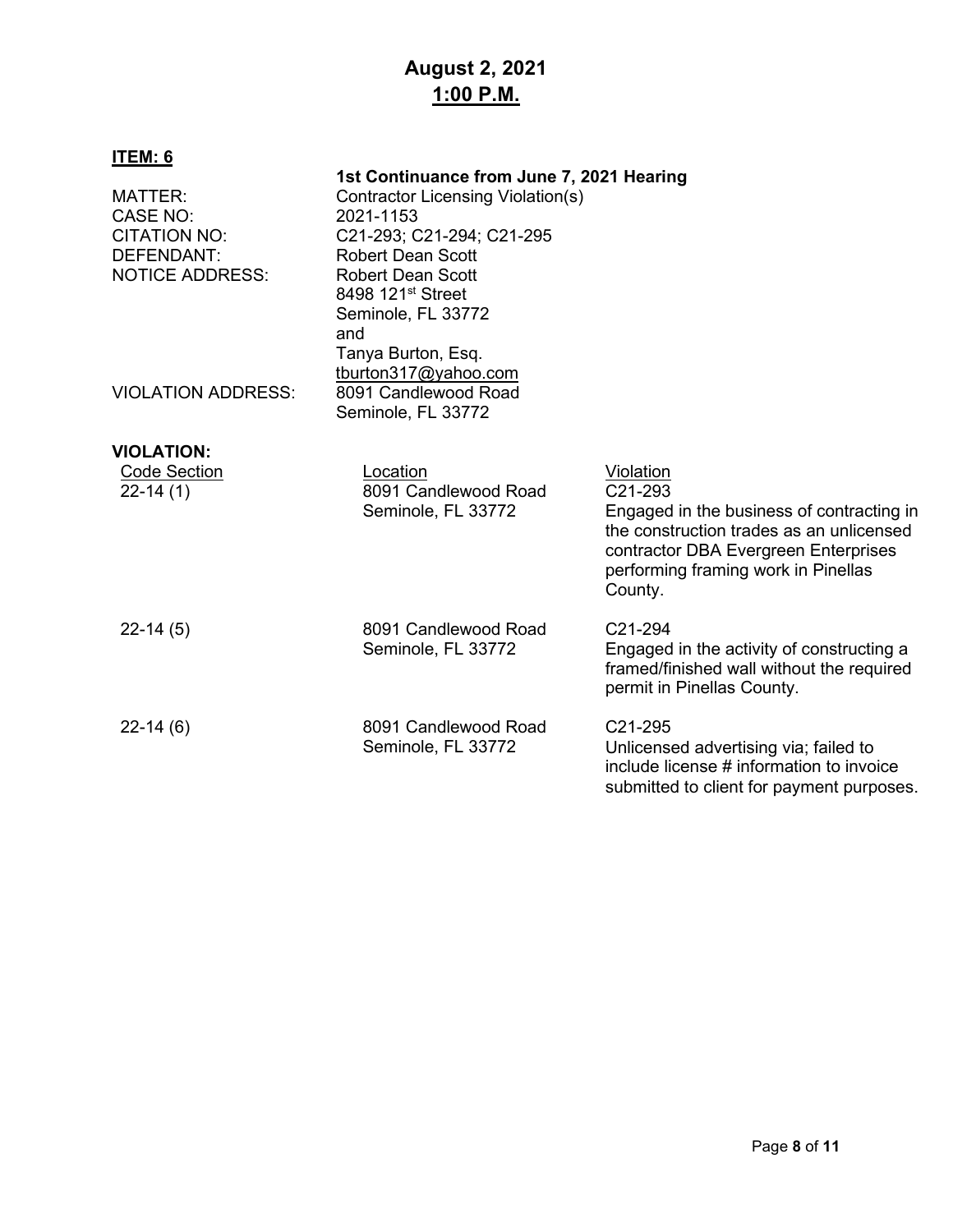**August 2, 2021**
**<u>1:00 P.M.</u>**

**<u>ITEM: 6</u>**

**1st Continuance from June 7, 2021 Hearing**

MATTER: Contractor Licensing Violation(s)
CASE NO: 2021-1153
CITATION NO: C21-293; C21-294; C21-295
DEFENDANT: Robert Dean Scott
NOTICE ADDRESS: Robert Dean Scott
8498 121st Street
Seminole, FL 33772
and
Tanya Burton, Esq.
tburton317@yahoo.com
VIOLATION ADDRESS: 8091 Candlewood Road
Seminole, FL 33772

**VIOLATION:**

| Code Section | Location | Violation |
|---|---|---|
| 22-14 (1) | 8091 Candlewood Road Seminole, FL 33772 | C21-293 Engaged in the business of contracting in the construction trades as an unlicensed contractor DBA Evergreen Enterprises performing framing work in Pinellas County. |
| 22-14 (5) | 8091 Candlewood Road Seminole, FL 33772 | C21-294 Engaged in the activity of constructing a framed/finished wall without the required permit in Pinellas County. |
| 22-14 (6) | 8091 Candlewood Road Seminole, FL 33772 | C21-295 Unlicensed advertising via; failed to include license # information to invoice submitted to client for payment purposes. |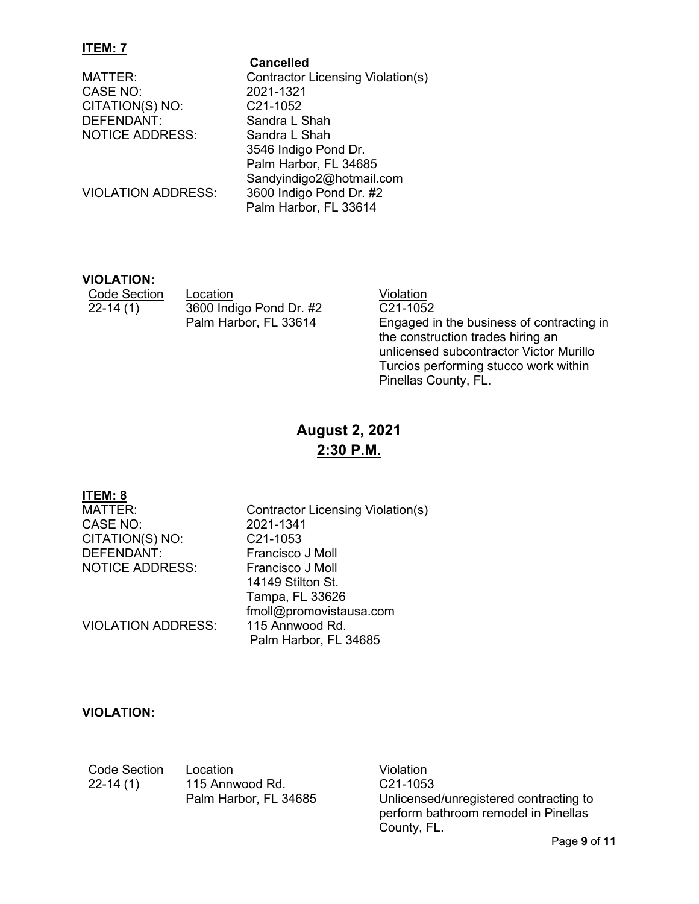**ITEM: 7**

**Cancelled**

| | |
|---|---|
| MATTER: | Contractor Licensing Violation(s) |
| CASE NO: | 2021-1321 |
| CITATION(S) NO: | C21-1052 |
| DEFENDANT: | Sandra L Shah |
| NOTICE ADDRESS: | Sandra L Shah<br>3546 Indigo Pond Dr.<br>Palm Harbor, FL 34685<br>Sandyindigo2@hotmail.com |
| VIOLATION ADDRESS: | 3600 Indigo Pond Dr. #2<br>Palm Harbor, FL 33614 |

**VIOLATION:**

| Code Section | Location | Violation |
|---|---|---|
| 22-14 (1) | 3600 Indigo Pond Dr. #2<br>Palm Harbor, FL 33614 | C21-1052<br>Engaged in the business of contracting in the construction trades hiring an unlicensed subcontractor Victor Murillo Turcios performing stucco work within Pinellas County, FL. |

## August 2, 2021
## 2:30 P.M.

**ITEM: 8**

| | |
|---|---|
| MATTER: | Contractor Licensing Violation(s) |
| CASE NO: | 2021-1341 |
| CITATION(S) NO: | C21-1053 |
| DEFENDANT: | Francisco J Moll |
| NOTICE ADDRESS: | Francisco J Moll<br>14149 Stilton St.<br>Tampa, FL 33626<br>fmoll@promovistausa.com |
| VIOLATION ADDRESS: | 115 Annwood Rd.<br>Palm Harbor, FL 34685 |

**VIOLATION:**

| Code Section | Location | Violation |
|---|---|---|
| 22-14 (1) | 115 Annwood Rd.<br>Palm Harbor, FL 34685 | C21-1053<br>Unlicensed/unregistered contracting to perform bathroom remodel in Pinellas County, FL. |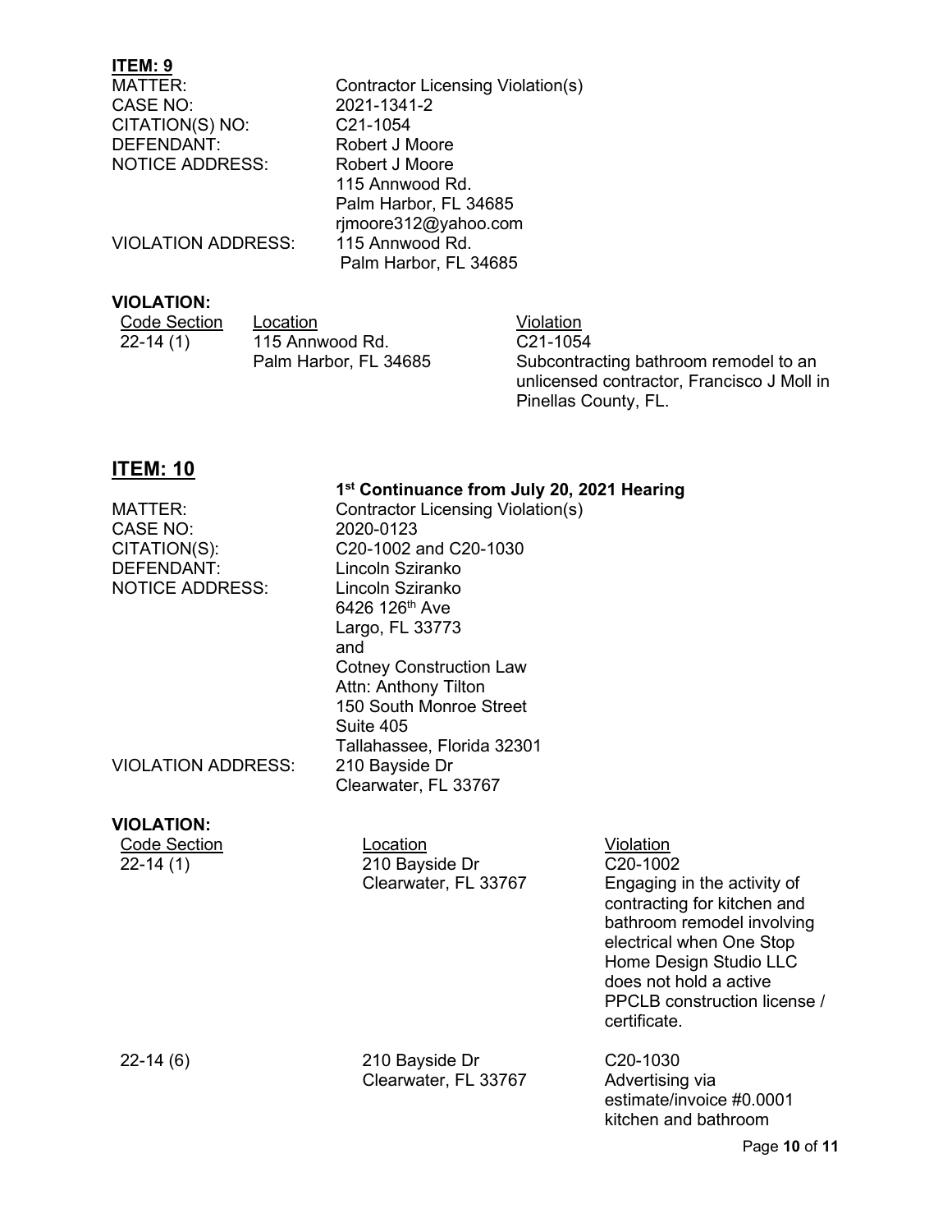**ITEM: 9**

| | |
|---|---|
| MATTER: | Contractor Licensing Violation(s) |
| CASE NO: | 2021-1341-2 |
| CITATION(S) NO: | C21-1054 |
| DEFENDANT: | Robert J Moore |
| NOTICE ADDRESS: | Robert J Moore<br>115 Annwood Rd.<br>Palm Harbor, FL 34685<br>rjmoore312@yahoo.com |
| VIOLATION ADDRESS: | 115 Annwood Rd.<br>Palm Harbor, FL 34685 |

**VIOLATION:**

| Code Section | Location | Violation |
|---|---|---|
| 22-14 (1) | 115 Annwood Rd.<br>Palm Harbor, FL 34685 | C21-1054<br>Subcontracting bathroom remodel to an unlicensed contractor, Francisco J Moll in Pinellas County, FL. |

## ITEM: 10

**1st Continuance from July 20, 2021 Hearing**

| | |
|---|---|
| MATTER: | Contractor Licensing Violation(s) |
| CASE NO: | 2020-0123 |
| CITATION(S): | C20-1002 and C20-1030 |
| DEFENDANT: | Lincoln Sziranko |
| NOTICE ADDRESS: | Lincoln Sziranko<br>6426 126th Ave<br>Largo, FL 33773<br>and<br>Cotney Construction Law<br>Attn: Anthony Tilton<br>150 South Monroe Street<br>Suite 405<br>Tallahassee, Florida 32301 |
| VIOLATION ADDRESS: | 210 Bayside Dr<br>Clearwater, FL 33767 |

**VIOLATION:**

| Code Section | Location | Violation |
|---|---|---|
| 22-14 (1) | 210 Bayside Dr<br>Clearwater, FL 33767 | C20-1002<br>Engaging in the activity of contracting for kitchen and bathroom remodel involving electrical when One Stop Home Design Studio LLC does not hold a active PPCLB construction license / certificate. |
| 22-14 (6) | 210 Bayside Dr<br>Clearwater, FL 33767 | C20-1030<br>Advertising via estimate/invoice #0.0001 kitchen and bathroom |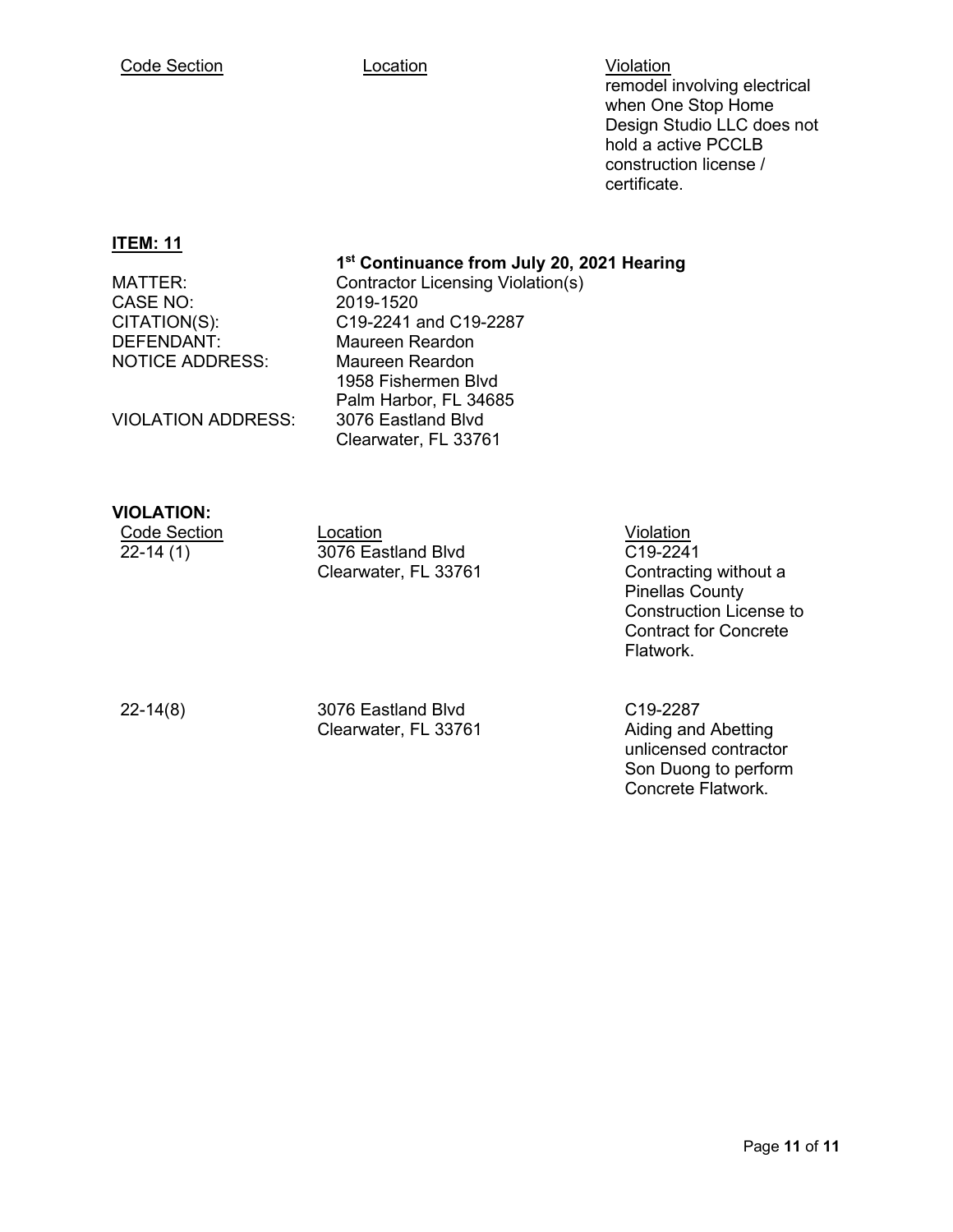| Code Section | Location | Violation |
|---|---|---|
| | | remodel involving electrical when One Stop Home Design Studio LLC does not hold a active PCCLB construction license / certificate. |

**ITEM: 11**

**1st Continuance from July 20, 2021 Hearing**

| | |
|---|---|
| MATTER: | Contractor Licensing Violation(s) |
| CASE NO: | 2019-1520 |
| CITATION(S): | C19-2241 and C19-2287 |
| DEFENDANT: | Maureen Reardon |
| NOTICE ADDRESS: | Maureen Reardon<br>1958 Fishermen Blvd<br>Palm Harbor, FL 34685 |
| VIOLATION ADDRESS: | 3076 Eastland Blvd<br>Clearwater, FL 33761 |

**VIOLATION:**

| Code Section | Location | Violation |
|---|---|---|
| 22-14 (1) | 3076 Eastland Blvd<br>Clearwater, FL 33761 | C19-2241<br>Contracting without a Pinellas County Construction License to Contract for Concrete Flatwork. |
| 22-14(8) | 3076 Eastland Blvd<br>Clearwater, FL 33761 | C19-2287<br>Aiding and Abetting unlicensed contractor Son Duong to perform Concrete Flatwork. |